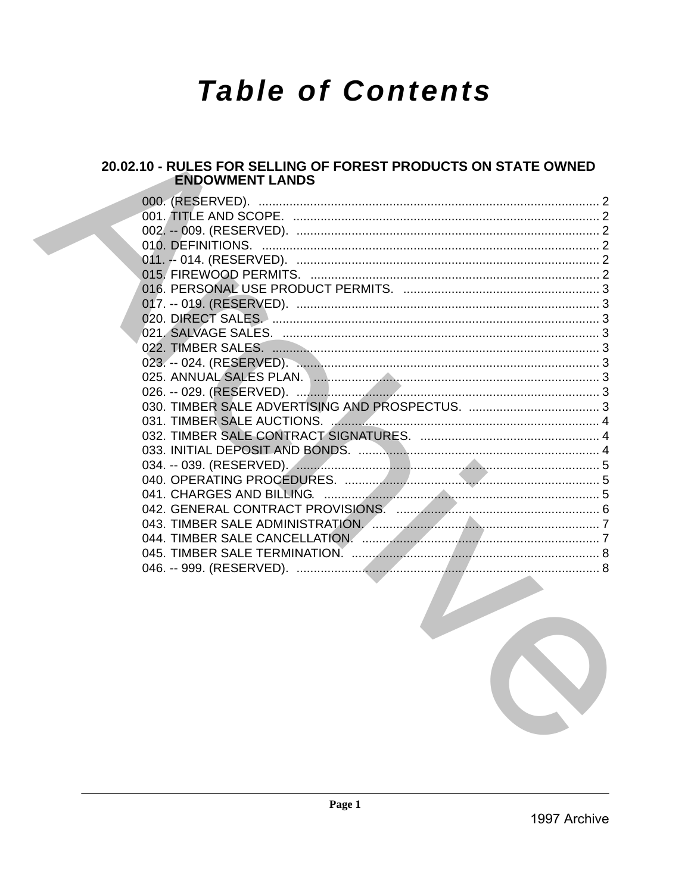# Table of Contents

## 20.02.10 - RULES FOR SELLING OF FOREST PRODUCTS ON STATE OWNED ENDOWMENT LANDS

000. (RESERVED). .......... 2
001. TITLE AND SCOPE. .......... 2
002. -- 009. (RESERVED). .......... 2
010. DEFINITIONS. .......... 2
011. -- 014. (RESERVED). .......... 2
015. FIREWOOD PERMITS. .......... 2
016. PERSONAL USE PRODUCT PERMITS. .......... 3
017. -- 019. (RESERVED). .......... 3
020. DIRECT SALES. .......... 3
021. SALVAGE SALES. .......... 3
022. TIMBER SALES. .......... 3
023. -- 024. (RESERVED). .......... 3
025. ANNUAL SALES PLAN. .......... 3
026. -- 029. (RESERVED). .......... 3
030. TIMBER SALE ADVERTISING AND PROSPECTUS. .......... 3
031. TIMBER SALE AUCTIONS. .......... 4
032. TIMBER SALE CONTRACT SIGNATURES. .......... 4
033. INITIAL DEPOSIT AND BONDS. .......... 4
034. -- 039. (RESERVED). .......... 5
040. OPERATING PROCEDURES. .......... 5
041. CHARGES AND BILLING. .......... 5
042. GENERAL CONTRACT PROVISIONS. .......... 6
043. TIMBER SALE ADMINISTRATION. .......... 7
044. TIMBER SALE CANCELLATION. .......... 7
045. TIMBER SALE TERMINATION. .......... 8
046. -- 999. (RESERVED). .......... 8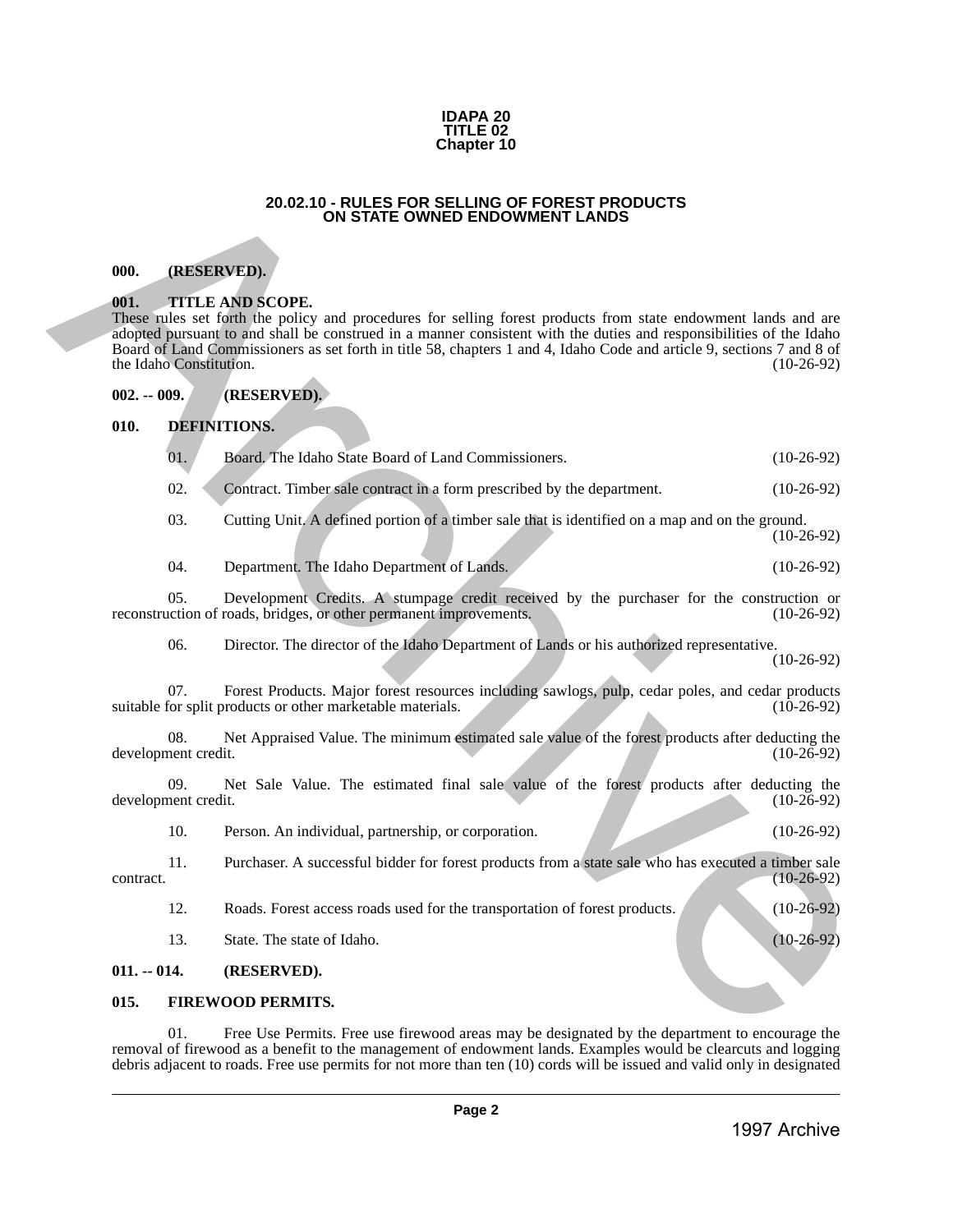**IDAPA 20**
**TITLE 02**
**Chapter 10**

# 20.02.10 - RULES FOR SELLING OF FOREST PRODUCTS ON STATE OWNED ENDOWMENT LANDS

**000. (RESERVED).**

**001. TITLE AND SCOPE.**

These rules set forth the policy and procedures for selling forest products from state endowment lands and are adopted pursuant to and shall be construed in a manner consistent with the duties and responsibilities of the Idaho Board of Land Commissioners as set forth in title 58, chapters 1 and 4, Idaho Code and article 9, sections 7 and 8 of the Idaho Constitution. (10-26-92)

**002. -- 009. (RESERVED).**

**010. DEFINITIONS.**

01. Board. The Idaho State Board of Land Commissioners. (10-26-92)

02. Contract. Timber sale contract in a form prescribed by the department. (10-26-92)

03. Cutting Unit. A defined portion of a timber sale that is identified on a map and on the ground. (10-26-92)

04. Department. The Idaho Department of Lands. (10-26-92)

05. Development Credits. A stumpage credit received by the purchaser for the construction or reconstruction of roads, bridges, or other permanent improvements. (10-26-92)

06. Director. The director of the Idaho Department of Lands or his authorized representative. (10-26-92)

07. Forest Products. Major forest resources including sawlogs, pulp, cedar poles, and cedar products suitable for split products or other marketable materials. (10-26-92)

08. Net Appraised Value. The minimum estimated sale value of the forest products after deducting the development credit. (10-26-92)

09. Net Sale Value. The estimated final sale value of the forest products after deducting the development credit. (10-26-92)

10. Person. An individual, partnership, or corporation. (10-26-92)

11. Purchaser. A successful bidder for forest products from a state sale who has executed a timber sale contract. (10-26-92)

12. Roads. Forest access roads used for the transportation of forest products. (10-26-92)

13. State. The state of Idaho. (10-26-92)

**011. -- 014. (RESERVED).**

**015. FIREWOOD PERMITS.**

01. Free Use Permits. Free use firewood areas may be designated by the department to encourage the removal of firewood as a benefit to the management of endowment lands. Examples would be clearcuts and logging debris adjacent to roads. Free use permits for not more than ten (10) cords will be issued and valid only in designated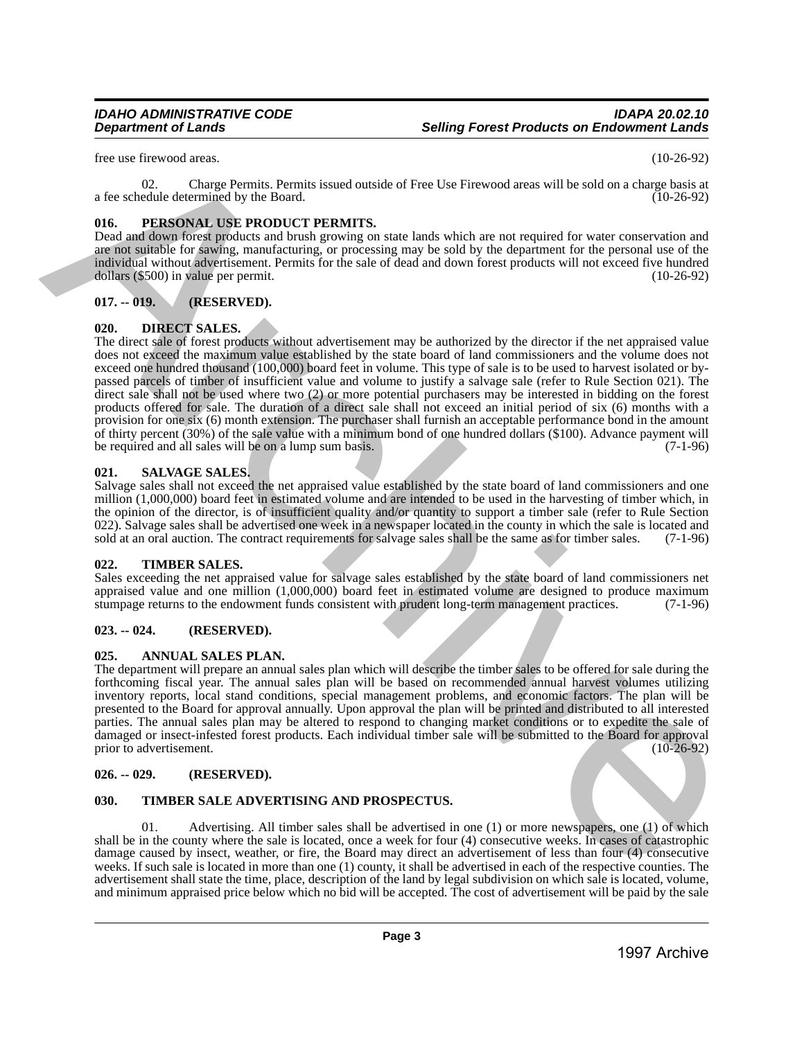free use firewood areas. (10-26-92)

02. Charge Permits. Permits issued outside of Free Use Firewood areas will be sold on a charge basis at a fee schedule determined by the Board. (10-26-92)

### 016. PERSONAL USE PRODUCT PERMITS.

Dead and down forest products and brush growing on state lands which are not required for water conservation and are not suitable for sawing, manufacturing, or processing may be sold by the department for the personal use of the individual without advertisement. Permits for the sale of dead and down forest products will not exceed five hundred dollars ($500) in value per permit. (10-26-92)

### 017. -- 019. (RESERVED).

### 020. DIRECT SALES.

The direct sale of forest products without advertisement may be authorized by the director if the net appraised value does not exceed the maximum value established by the state board of land commissioners and the volume does not exceed one hundred thousand (100,000) board feet in volume. This type of sale is to be used to harvest isolated or by-passed parcels of timber of insufficient value and volume to justify a salvage sale (refer to Rule Section 021). The direct sale shall not be used where two (2) or more potential purchasers may be interested in bidding on the forest products offered for sale. The duration of a direct sale shall not exceed an initial period of six (6) months with a provision for one six (6) month extension. The purchaser shall furnish an acceptable performance bond in the amount of thirty percent (30%) of the sale value with a minimum bond of one hundred dollars ($100). Advance payment will be required and all sales will be on a lump sum basis. (7-1-96)

### 021. SALVAGE SALES.

Salvage sales shall not exceed the net appraised value established by the state board of land commissioners and one million (1,000,000) board feet in estimated volume and are intended to be used in the harvesting of timber which, in the opinion of the director, is of insufficient quality and/or quantity to support a timber sale (refer to Rule Section 022). Salvage sales shall be advertised one week in a newspaper located in the county in which the sale is located and sold at an oral auction. The contract requirements for salvage sales shall be the same as for timber sales. (7-1-96)

### 022. TIMBER SALES.

Sales exceeding the net appraised value for salvage sales established by the state board of land commissioners net appraised value and one million (1,000,000) board feet in estimated volume are designed to produce maximum stumpage returns to the endowment funds consistent with prudent long-term management practices. (7-1-96)

### 023. -- 024. (RESERVED).

### 025. ANNUAL SALES PLAN.

The department will prepare an annual sales plan which will describe the timber sales to be offered for sale during the forthcoming fiscal year. The annual sales plan will be based on recommended annual harvest volumes utilizing inventory reports, local stand conditions, special management problems, and economic factors. The plan will be presented to the Board for approval annually. Upon approval the plan will be printed and distributed to all interested parties. The annual sales plan may be altered to respond to changing market conditions or to expedite the sale of damaged or insect-infested forest products. Each individual timber sale will be submitted to the Board for approval prior to advertisement. (10-26-92)

### 026. -- 029. (RESERVED).

### 030. TIMBER SALE ADVERTISING AND PROSPECTUS.

01. Advertising. All timber sales shall be advertised in one (1) or more newspapers, one (1) of which shall be in the county where the sale is located, once a week for four (4) consecutive weeks. In cases of catastrophic damage caused by insect, weather, or fire, the Board may direct an advertisement of less than four (4) consecutive weeks. If such sale is located in more than one (1) county, it shall be advertised in each of the respective counties. The advertisement shall state the time, place, description of the land by legal subdivision on which sale is located, volume, and minimum appraised price below which no bid will be accepted. The cost of advertisement will be paid by the sale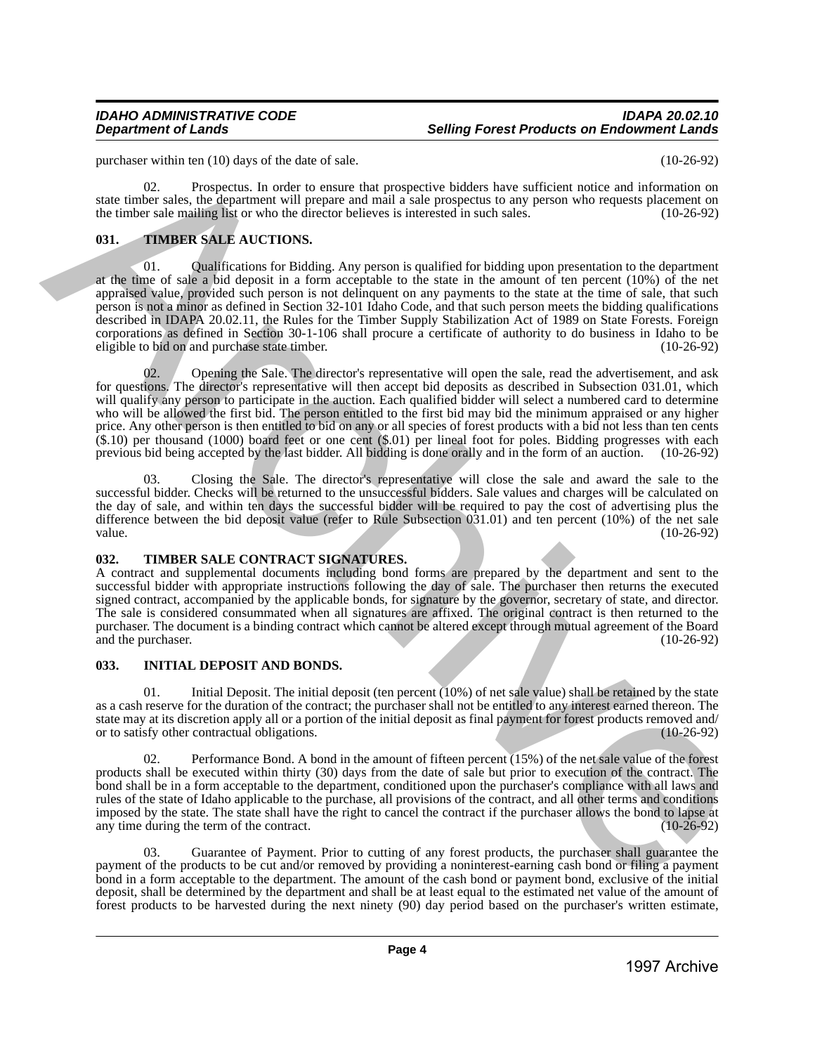purchaser within ten (10) days of the date of sale. (10-26-92)

02. Prospectus. In order to ensure that prospective bidders have sufficient notice and information on state timber sales, the department will prepare and mail a sale prospectus to any person who requests placement on the timber sale mailing list or who the director believes is interested in such sales. (10-26-92)

## 031. TIMBER SALE AUCTIONS.

01. Qualifications for Bidding. Any person is qualified for bidding upon presentation to the department at the time of sale a bid deposit in a form acceptable to the state in the amount of ten percent (10%) of the net appraised value, provided such person is not delinquent on any payments to the state at the time of sale, that such person is not a minor as defined in Section 32-101 Idaho Code, and that such person meets the bidding qualifications described in IDAPA 20.02.11, the Rules for the Timber Supply Stabilization Act of 1989 on State Forests. Foreign corporations as defined in Section 30-1-106 shall procure a certificate of authority to do business in Idaho to be eligible to bid on and purchase state timber. (10-26-92)

02. Opening the Sale. The director's representative will open the sale, read the advertisement, and ask for questions. The director's representative will then accept bid deposits as described in Subsection 031.01, which will qualify any person to participate in the auction. Each qualified bidder will select a numbered card to determine who will be allowed the first bid. The person entitled to the first bid may bid the minimum appraised or any higher price. Any other person is then entitled to bid on any or all species of forest products with a bid not less than ten cents ($.10) per thousand (1000) board feet or one cent ($.01) per lineal foot for poles. Bidding progresses with each previous bid being accepted by the last bidder. All bidding is done orally and in the form of an auction. (10-26-92)

03. Closing the Sale. The director's representative will close the sale and award the sale to the successful bidder. Checks will be returned to the unsuccessful bidders. Sale values and charges will be calculated on the day of sale, and within ten days the successful bidder will be required to pay the cost of advertising plus the difference between the bid deposit value (refer to Rule Subsection 031.01) and ten percent (10%) of the net sale value. (10-26-92)

## 032. TIMBER SALE CONTRACT SIGNATURES.

A contract and supplemental documents including bond forms are prepared by the department and sent to the successful bidder with appropriate instructions following the day of sale. The purchaser then returns the executed signed contract, accompanied by the applicable bonds, for signature by the governor, secretary of state, and director. The sale is considered consummated when all signatures are affixed. The original contract is then returned to the purchaser. The document is a binding contract which cannot be altered except through mutual agreement of the Board and the purchaser. (10-26-92)

## 033. INITIAL DEPOSIT AND BONDS.

01. Initial Deposit. The initial deposit (ten percent (10%) of net sale value) shall be retained by the state as a cash reserve for the duration of the contract; the purchaser shall not be entitled to any interest earned thereon. The state may at its discretion apply all or a portion of the initial deposit as final payment for forest products removed and/or to satisfy other contractual obligations. (10-26-92)

02. Performance Bond. A bond in the amount of fifteen percent (15%) of the net sale value of the forest products shall be executed within thirty (30) days from the date of sale but prior to execution of the contract. The bond shall be in a form acceptable to the department, conditioned upon the purchaser's compliance with all laws and rules of the state of Idaho applicable to the purchase, all provisions of the contract, and all other terms and conditions imposed by the state. The state shall have the right to cancel the contract if the purchaser allows the bond to lapse at any time during the term of the contract. (10-26-92)

03. Guarantee of Payment. Prior to cutting of any forest products, the purchaser shall guarantee the payment of the products to be cut and/or removed by providing a noninterest-earning cash bond or filing a payment bond in a form acceptable to the department. The amount of the cash bond or payment bond, exclusive of the initial deposit, shall be determined by the department and shall be at least equal to the estimated net value of the amount of forest products to be harvested during the next ninety (90) day period based on the purchaser's written estimate,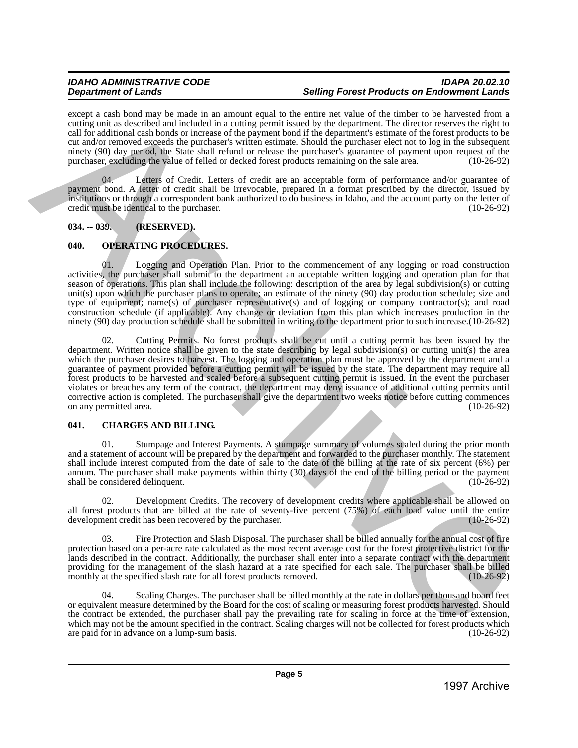except a cash bond may be made in an amount equal to the entire net value of the timber to be harvested from a cutting unit as described and included in a cutting permit issued by the department. The director reserves the right to call for additional cash bonds or increase of the payment bond if the department's estimate of the forest products to be cut and/or removed exceeds the purchaser's written estimate. Should the purchaser elect not to log in the subsequent ninety (90) day period, the State shall refund or release the purchaser's guarantee of payment upon request of the purchaser, excluding the value of felled or decked forest products remaining on the sale area. (10-26-92)

04. Letters of Credit. Letters of credit are an acceptable form of performance and/or guarantee of payment bond. A letter of credit shall be irrevocable, prepared in a format prescribed by the director, issued by institutions or through a correspondent bank authorized to do business in Idaho, and the account party on the letter of credit must be identical to the purchaser. (10-26-92)

**034. -- 039. (RESERVED).**

**040. OPERATING PROCEDURES.**

01. Logging and Operation Plan. Prior to the commencement of any logging or road construction activities, the purchaser shall submit to the department an acceptable written logging and operation plan for that season of operations. This plan shall include the following: description of the area by legal subdivision(s) or cutting unit(s) upon which the purchaser plans to operate; an estimate of the ninety (90) day production schedule; size and type of equipment; name(s) of purchaser representative(s) and of logging or company contractor(s); and road construction schedule (if applicable). Any change or deviation from this plan which increases production in the ninety (90) day production schedule shall be submitted in writing to the department prior to such increase.(10-26-92)

02. Cutting Permits. No forest products shall be cut until a cutting permit has been issued by the department. Written notice shall be given to the state describing by legal subdivision(s) or cutting unit(s) the area which the purchaser desires to harvest. The logging and operation plan must be approved by the department and a guarantee of payment provided before a cutting permit will be issued by the state. The department may require all forest products to be harvested and scaled before a subsequent cutting permit is issued. In the event the purchaser violates or breaches any term of the contract, the department may deny issuance of additional cutting permits until corrective action is completed. The purchaser shall give the department two weeks notice before cutting commences on any permitted area. (10-26-92)

**041. CHARGES AND BILLING.**

01. Stumpage and Interest Payments. A stumpage summary of volumes scaled during the prior month and a statement of account will be prepared by the department and forwarded to the purchaser monthly. The statement shall include interest computed from the date of sale to the date of the billing at the rate of six percent (6%) per annum. The purchaser shall make payments within thirty (30) days of the end of the billing period or the payment shall be considered delinquent. (10-26-92)

02. Development Credits. The recovery of development credits where applicable shall be allowed on all forest products that are billed at the rate of seventy-five percent (75%) of each load value until the entire development credit has been recovered by the purchaser. (10-26-92)

03. Fire Protection and Slash Disposal. The purchaser shall be billed annually for the annual cost of fire protection based on a per-acre rate calculated as the most recent average cost for the forest protective district for the lands described in the contract. Additionally, the purchaser shall enter into a separate contract with the department providing for the management of the slash hazard at a rate specified for each sale. The purchaser shall be billed monthly at the specified slash rate for all forest products removed. (10-26-92)

04. Scaling Charges. The purchaser shall be billed monthly at the rate in dollars per thousand board feet or equivalent measure determined by the Board for the cost of scaling or measuring forest products harvested. Should the contract be extended, the purchaser shall pay the prevailing rate for scaling in force at the time of extension, which may not be the amount specified in the contract. Scaling charges will not be collected for forest products which are paid for in advance on a lump-sum basis. (10-26-92)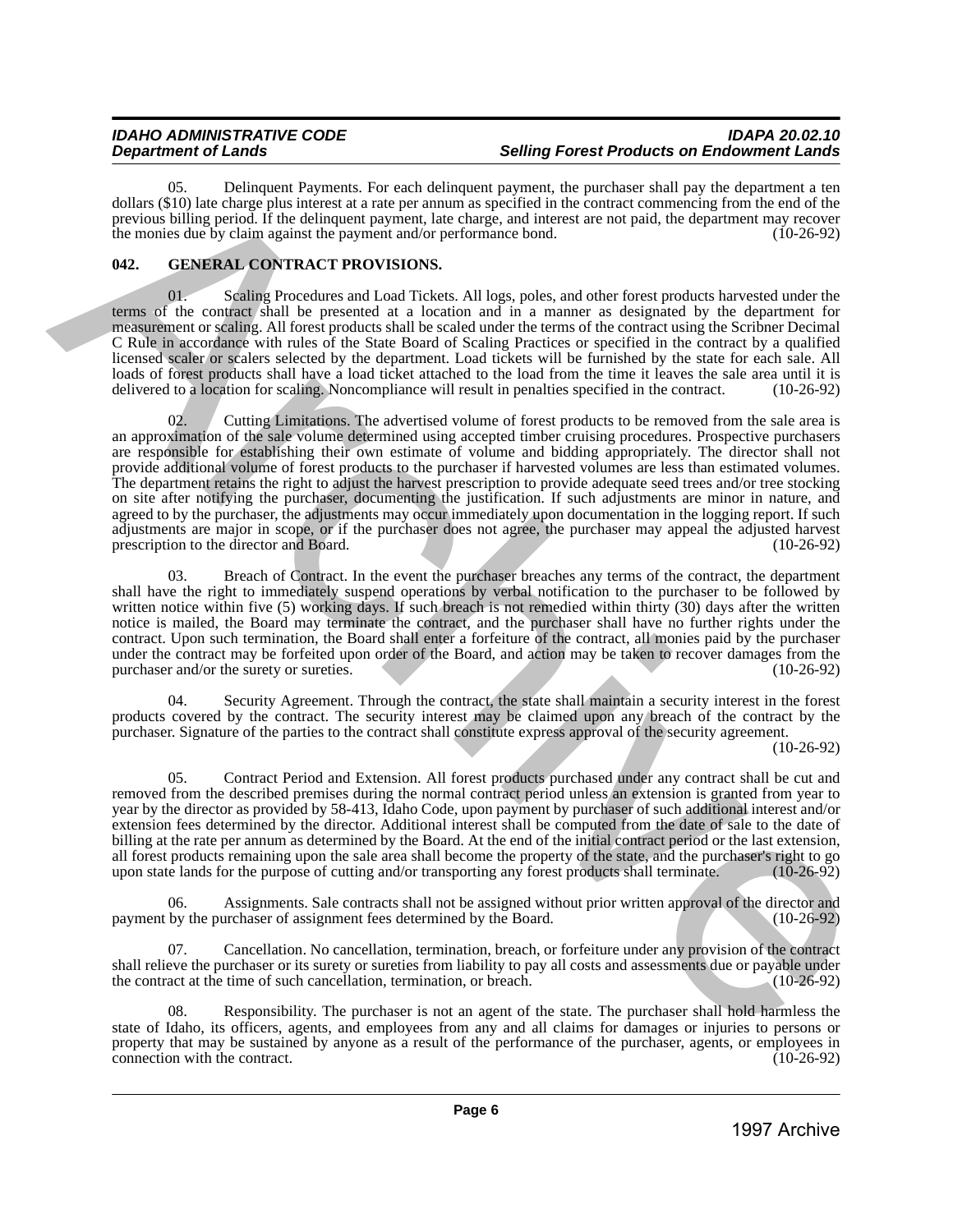05. Delinquent Payments. For each delinquent payment, the purchaser shall pay the department a ten dollars ($10) late charge plus interest at a rate per annum as specified in the contract commencing from the end of the previous billing period. If the delinquent payment, late charge, and interest are not paid, the department may recover the monies due by claim against the payment and/or performance bond. (10-26-92)

## 042. GENERAL CONTRACT PROVISIONS.

01. Scaling Procedures and Load Tickets. All logs, poles, and other forest products harvested under the terms of the contract shall be presented at a location and in a manner as designated by the department for measurement or scaling. All forest products shall be scaled under the terms of the contract using the Scribner Decimal C Rule in accordance with rules of the State Board of Scaling Practices or specified in the contract by a qualified licensed scaler or scalers selected by the department. Load tickets will be furnished by the state for each sale. All loads of forest products shall have a load ticket attached to the load from the time it leaves the sale area until it is delivered to a location for scaling. Noncompliance will result in penalties specified in the contract. (10-26-92)

02. Cutting Limitations. The advertised volume of forest products to be removed from the sale area is an approximation of the sale volume determined using accepted timber cruising procedures. Prospective purchasers are responsible for establishing their own estimate of volume and bidding appropriately. The director shall not provide additional volume of forest products to the purchaser if harvested volumes are less than estimated volumes. The department retains the right to adjust the harvest prescription to provide adequate seed trees and/or tree stocking on site after notifying the purchaser, documenting the justification. If such adjustments are minor in nature, and agreed to by the purchaser, the adjustments may occur immediately upon documentation in the logging report. If such adjustments are major in scope, or if the purchaser does not agree, the purchaser may appeal the adjusted harvest prescription to the director and Board. (10-26-92)

03. Breach of Contract. In the event the purchaser breaches any terms of the contract, the department shall have the right to immediately suspend operations by verbal notification to the purchaser to be followed by written notice within five (5) working days. If such breach is not remedied within thirty (30) days after the written notice is mailed, the Board may terminate the contract, and the purchaser shall have no further rights under the contract. Upon such termination, the Board shall enter a forfeiture of the contract, all monies paid by the purchaser under the contract may be forfeited upon order of the Board, and action may be taken to recover damages from the purchaser and/or the surety or sureties. (10-26-92)

04. Security Agreement. Through the contract, the state shall maintain a security interest in the forest products covered by the contract. The security interest may be claimed upon any breach of the contract by the purchaser. Signature of the parties to the contract shall constitute express approval of the security agreement. (10-26-92)

05. Contract Period and Extension. All forest products purchased under any contract shall be cut and removed from the described premises during the normal contract period unless an extension is granted from year to year by the director as provided by 58-413, Idaho Code, upon payment by purchaser of such additional interest and/or extension fees determined by the director. Additional interest shall be computed from the date of sale to the date of billing at the rate per annum as determined by the Board. At the end of the initial contract period or the last extension, all forest products remaining upon the sale area shall become the property of the state, and the purchaser's right to go upon state lands for the purpose of cutting and/or transporting any forest products shall terminate. (10-26-92)

06. Assignments. Sale contracts shall not be assigned without prior written approval of the director and payment by the purchaser of assignment fees determined by the Board. (10-26-92)

07. Cancellation. No cancellation, termination, breach, or forfeiture under any provision of the contract shall relieve the purchaser or its surety or sureties from liability to pay all costs and assessments due or payable under the contract at the time of such cancellation, termination, or breach. (10-26-92)

08. Responsibility. The purchaser is not an agent of the state. The purchaser shall hold harmless the state of Idaho, its officers, agents, and employees from any and all claims for damages or injuries to persons or property that may be sustained by anyone as a result of the performance of the purchaser, agents, or employees in connection with the contract. (10-26-92)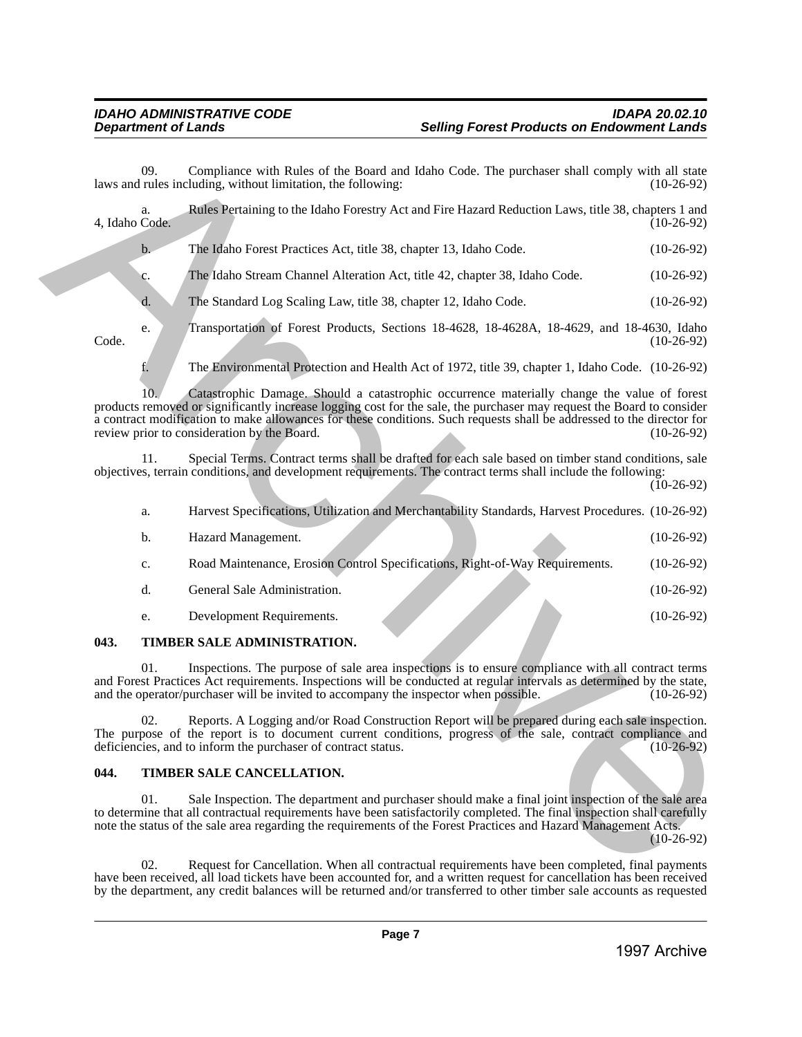09. Compliance with Rules of the Board and Idaho Code. The purchaser shall comply with all state laws and rules including, without limitation, the following: (10-26-92)

a. Rules Pertaining to the Idaho Forestry Act and Fire Hazard Reduction Laws, title 38, chapters 1 and 4, Idaho Code. (10-26-92)

b. The Idaho Forest Practices Act, title 38, chapter 13, Idaho Code. (10-26-92)

c. The Idaho Stream Channel Alteration Act, title 42, chapter 38, Idaho Code. (10-26-92)

d. The Standard Log Scaling Law, title 38, chapter 12, Idaho Code. (10-26-92)

e. Transportation of Forest Products, Sections 18-4628, 18-4628A, 18-4629, and 18-4630, Idaho Code. (10-26-92)

f. The Environmental Protection and Health Act of 1972, title 39, chapter 1, Idaho Code. (10-26-92)

10. Catastrophic Damage. Should a catastrophic occurrence materially change the value of forest products removed or significantly increase logging cost for the sale, the purchaser may request the Board to consider a contract modification to make allowances for these conditions. Such requests shall be addressed to the director for review prior to consideration by the Board. (10-26-92)

11. Special Terms. Contract terms shall be drafted for each sale based on timber stand conditions, sale objectives, terrain conditions, and development requirements. The contract terms shall include the following: (10-26-92)

a. Harvest Specifications, Utilization and Merchantability Standards, Harvest Procedures. (10-26-92)

b. Hazard Management. (10-26-92)

c. Road Maintenance, Erosion Control Specifications, Right-of-Way Requirements. (10-26-92)

d. General Sale Administration. (10-26-92)

e. Development Requirements. (10-26-92)

## 043. TIMBER SALE ADMINISTRATION.

01. Inspections. The purpose of sale area inspections is to ensure compliance with all contract terms and Forest Practices Act requirements. Inspections will be conducted at regular intervals as determined by the state, and the operator/purchaser will be invited to accompany the inspector when possible. (10-26-92)

02. Reports. A Logging and/or Road Construction Report will be prepared during each sale inspection. The purpose of the report is to document current conditions, progress of the sale, contract compliance and deficiencies, and to inform the purchaser of contract status. (10-26-92)

## 044. TIMBER SALE CANCELLATION.

01. Sale Inspection. The department and purchaser should make a final joint inspection of the sale area to determine that all contractual requirements have been satisfactorily completed. The final inspection shall carefully note the status of the sale area regarding the requirements of the Forest Practices and Hazard Management Acts. (10-26-92)

02. Request for Cancellation. When all contractual requirements have been completed, final payments have been received, all load tickets have been accounted for, and a written request for cancellation has been received by the department, any credit balances will be returned and/or transferred to other timber sale accounts as requested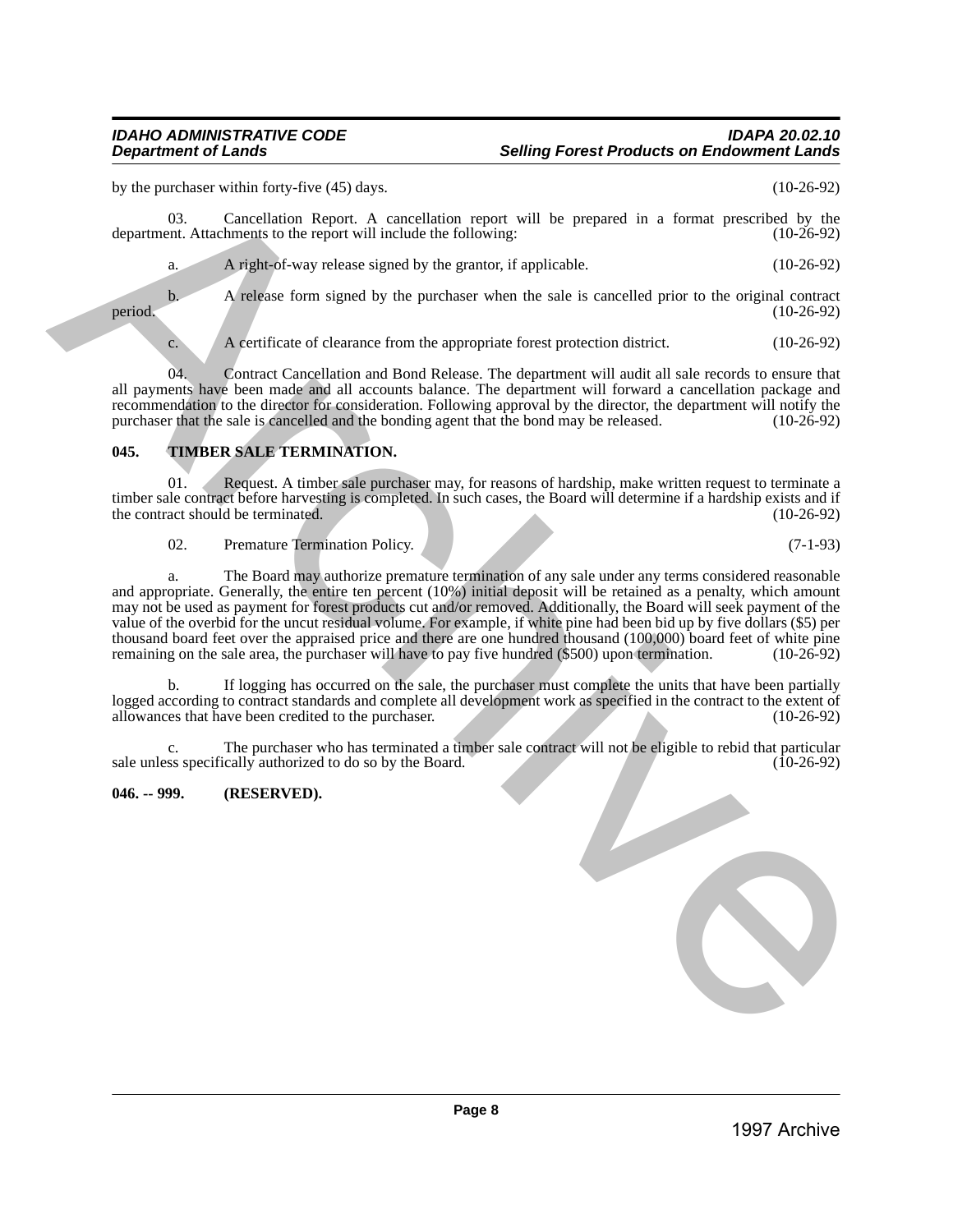by the purchaser within forty-five (45) days. (10-26-92)

03. Cancellation Report. A cancellation report will be prepared in a format prescribed by the department. Attachments to the report will include the following: (10-26-92)

a. A right-of-way release signed by the grantor, if applicable. (10-26-92)

b. A release form signed by the purchaser when the sale is cancelled prior to the original contract period. (10-26-92)

c. A certificate of clearance from the appropriate forest protection district. (10-26-92)

04. Contract Cancellation and Bond Release. The department will audit all sale records to ensure that all payments have been made and all accounts balance. The department will forward a cancellation package and recommendation to the director for consideration. Following approval by the director, the department will notify the purchaser that the sale is cancelled and the bonding agent that the bond may be released. (10-26-92)

**045. TIMBER SALE TERMINATION.**

01. Request. A timber sale purchaser may, for reasons of hardship, make written request to terminate a timber sale contract before harvesting is completed. In such cases, the Board will determine if a hardship exists and if the contract should be terminated. (10-26-92)

02. Premature Termination Policy. (7-1-93)

a. The Board may authorize premature termination of any sale under any terms considered reasonable and appropriate. Generally, the entire ten percent (10%) initial deposit will be retained as a penalty, which amount may not be used as payment for forest products cut and/or removed. Additionally, the Board will seek payment of the value of the overbid for the uncut residual volume. For example, if white pine had been bid up by five dollars ($5) per thousand board feet over the appraised price and there are one hundred thousand (100,000) board feet of white pine remaining on the sale area, the purchaser will have to pay five hundred ($500) upon termination. (10-26-92)

b. If logging has occurred on the sale, the purchaser must complete the units that have been partially logged according to contract standards and complete all development work as specified in the contract to the extent of allowances that have been credited to the purchaser. (10-26-92)

c. The purchaser who has terminated a timber sale contract will not be eligible to rebid that particular sale unless specifically authorized to do so by the Board. (10-26-92)

**046. -- 999. (RESERVED).**